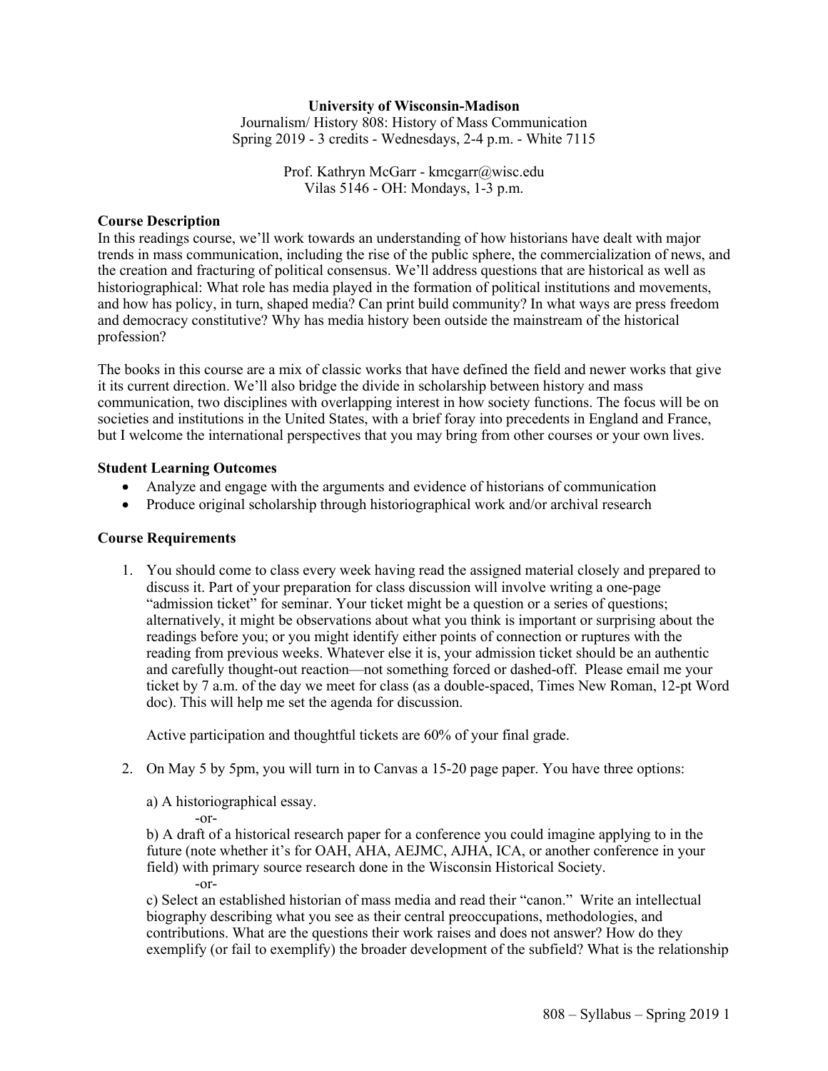**University of Wisconsin-Madison**

Journalism/ History 808: History of Mass Communication

Spring 2019 - 3 credits - Wednesdays, 2-4 p.m. - White 7115

Prof. Kathryn McGarr - kmcgarr@wisc.edu

Vilas 5146 - OH: Mondays, 1-3 p.m.

**Course Description**

In this readings course, we'll work towards an understanding of how historians have dealt with major trends in mass communication, including the rise of the public sphere, the commercialization of news, and the creation and fracturing of political consensus. We'll address questions that are historical as well as historiographical: What role has media played in the formation of political institutions and movements, and how has policy, in turn, shaped media? Can print build community? In what ways are press freedom and democracy constitutive? Why has media history been outside the mainstream of the historical profession?

The books in this course are a mix of classic works that have defined the field and newer works that give it its current direction. We'll also bridge the divide in scholarship between history and mass communication, two disciplines with overlapping interest in how society functions. The focus will be on societies and institutions in the United States, with a brief foray into precedents in England and France, but I welcome the international perspectives that you may bring from other courses or your own lives.

**Student Learning Outcomes**

- Analyze and engage with the arguments and evidence of historians of communication
- Produce original scholarship through historiographical work and/or archival research

**Course Requirements**

1. You should come to class every week having read the assigned material closely and prepared to discuss it. Part of your preparation for class discussion will involve writing a one-page "admission ticket" for seminar. Your ticket might be a question or a series of questions; alternatively, it might be observations about what you think is important or surprising about the readings before you; or you might identify either points of connection or ruptures with the reading from previous weeks. Whatever else it is, your admission ticket should be an authentic and carefully thought-out reaction—not something forced or dashed-off. Please email me your ticket by 7 a.m. of the day we meet for class (as a double-spaced, Times New Roman, 12-pt Word doc). This will help me set the agenda for discussion.

   Active participation and thoughtful tickets are 60% of your final grade.

2. On May 5 by 5pm, you will turn in to Canvas a 15-20 page paper. You have three options:

   a) A historiographical essay.

   -or-

   b) A draft of a historical research paper for a conference you could imagine applying to in the future (note whether it's for OAH, AHA, AEJMC, AJHA, ICA, or another conference in your field) with primary source research done in the Wisconsin Historical Society.

   -or-

   c) Select an established historian of mass media and read their "canon." Write an intellectual biography describing what you see as their central preoccupations, methodologies, and contributions. What are the questions their work raises and does not answer? How do they exemplify (or fail to exemplify) the broader development of the subfield? What is the relationship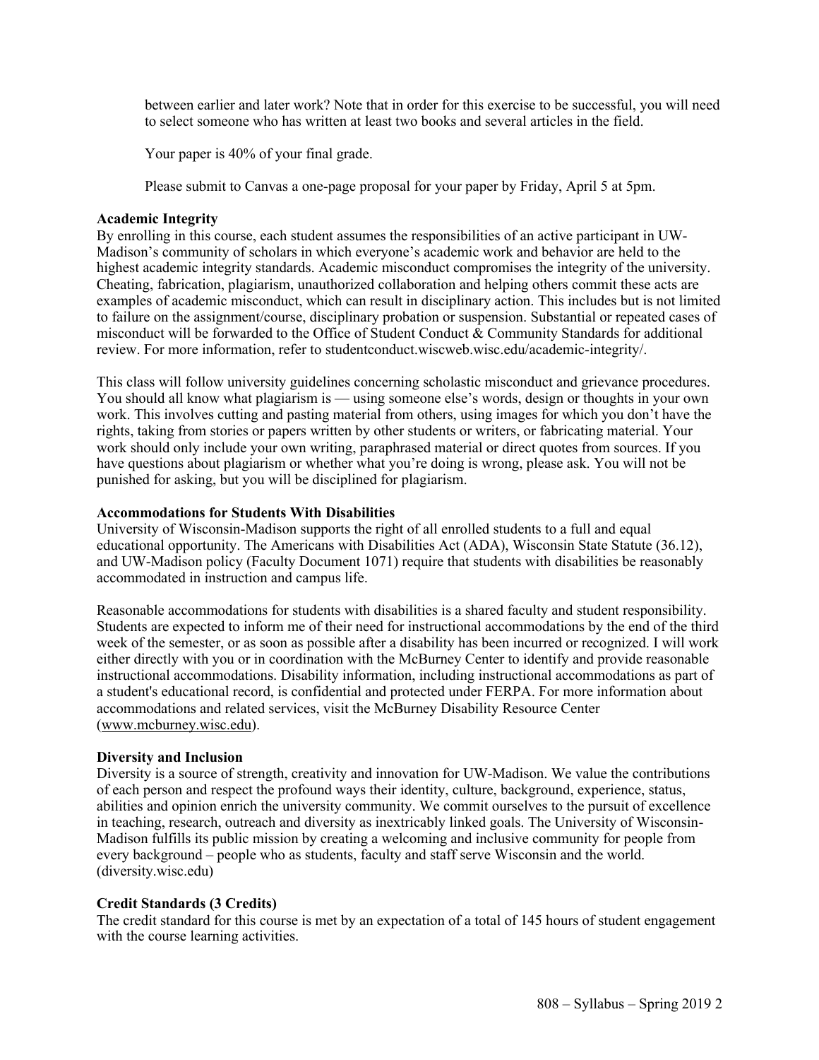between earlier and later work? Note that in order for this exercise to be successful, you will need to select someone who has written at least two books and several articles in the field.

Your paper is 40% of your final grade.

Please submit to Canvas a one-page proposal for your paper by Friday, April 5 at 5pm.

**Academic Integrity**

By enrolling in this course, each student assumes the responsibilities of an active participant in UW-Madison's community of scholars in which everyone's academic work and behavior are held to the highest academic integrity standards. Academic misconduct compromises the integrity of the university. Cheating, fabrication, plagiarism, unauthorized collaboration and helping others commit these acts are examples of academic misconduct, which can result in disciplinary action. This includes but is not limited to failure on the assignment/course, disciplinary probation or suspension. Substantial or repeated cases of misconduct will be forwarded to the Office of Student Conduct & Community Standards for additional review. For more information, refer to studentconduct.wiscweb.wisc.edu/academic-integrity/.

This class will follow university guidelines concerning scholastic misconduct and grievance procedures. You should all know what plagiarism is — using someone else's words, design or thoughts in your own work. This involves cutting and pasting material from others, using images for which you don't have the rights, taking from stories or papers written by other students or writers, or fabricating material. Your work should only include your own writing, paraphrased material or direct quotes from sources. If you have questions about plagiarism or whether what you're doing is wrong, please ask. You will not be punished for asking, but you will be disciplined for plagiarism.

**Accommodations for Students With Disabilities**

University of Wisconsin-Madison supports the right of all enrolled students to a full and equal educational opportunity. The Americans with Disabilities Act (ADA), Wisconsin State Statute (36.12), and UW-Madison policy (Faculty Document 1071) require that students with disabilities be reasonably accommodated in instruction and campus life.

Reasonable accommodations for students with disabilities is a shared faculty and student responsibility. Students are expected to inform me of their need for instructional accommodations by the end of the third week of the semester, or as soon as possible after a disability has been incurred or recognized. I will work either directly with you or in coordination with the McBurney Center to identify and provide reasonable instructional accommodations. Disability information, including instructional accommodations as part of a student's educational record, is confidential and protected under FERPA. For more information about accommodations and related services, visit the McBurney Disability Resource Center (www.mcburney.wisc.edu).

**Diversity and Inclusion**

Diversity is a source of strength, creativity and innovation for UW-Madison. We value the contributions of each person and respect the profound ways their identity, culture, background, experience, status, abilities and opinion enrich the university community. We commit ourselves to the pursuit of excellence in teaching, research, outreach and diversity as inextricably linked goals. The University of Wisconsin-Madison fulfills its public mission by creating a welcoming and inclusive community for people from every background – people who as students, faculty and staff serve Wisconsin and the world. (diversity.wisc.edu)

**Credit Standards (3 Credits)**

The credit standard for this course is met by an expectation of a total of 145 hours of student engagement with the course learning activities.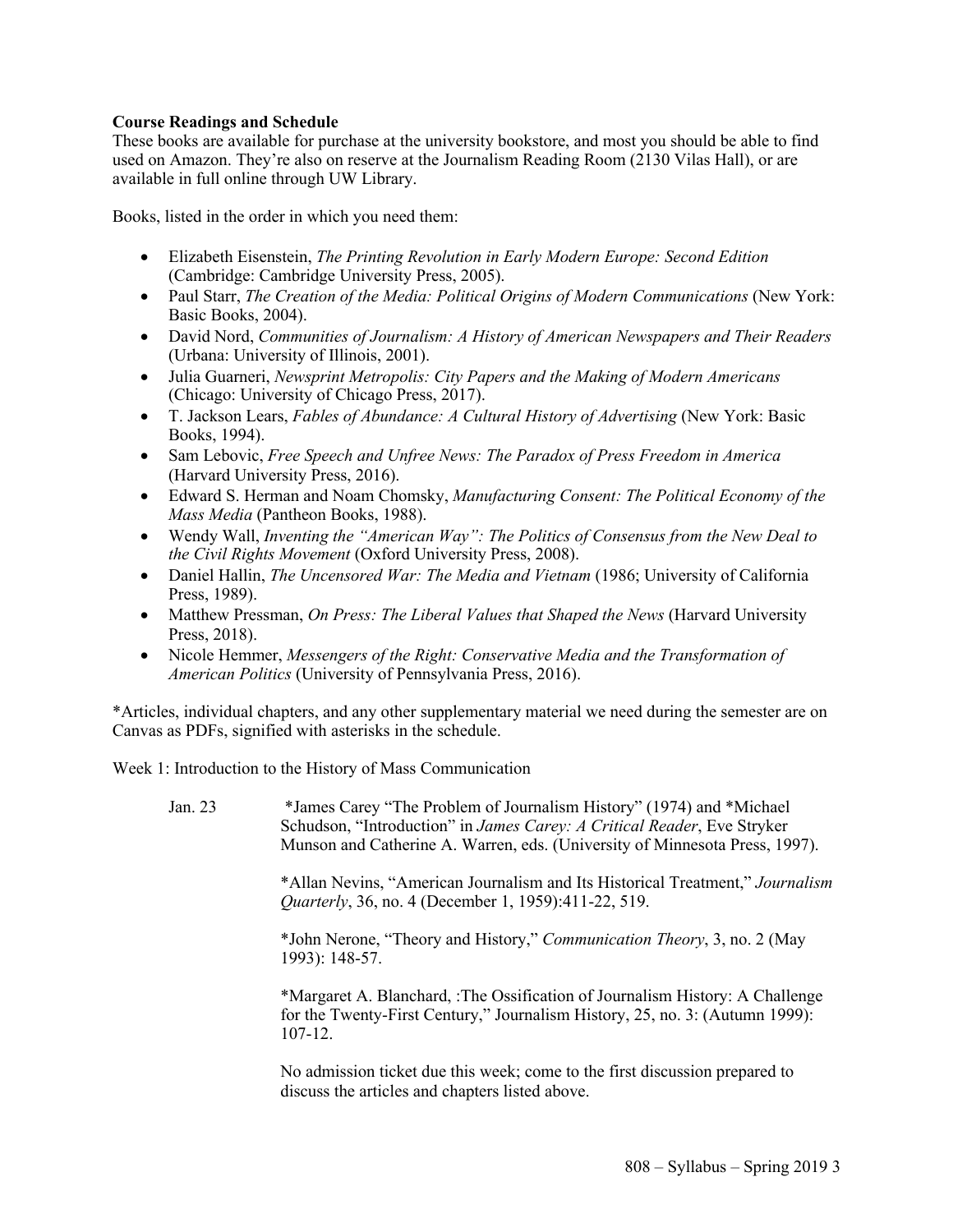**Course Readings and Schedule**

These books are available for purchase at the university bookstore, and most you should be able to find used on Amazon. They're also on reserve at the Journalism Reading Room (2130 Vilas Hall), or are available in full online through UW Library.

Books, listed in the order in which you need them:

- Elizabeth Eisenstein, *The Printing Revolution in Early Modern Europe: Second Edition* (Cambridge: Cambridge University Press, 2005).
- Paul Starr, *The Creation of the Media: Political Origins of Modern Communications* (New York: Basic Books, 2004).
- David Nord, *Communities of Journalism: A History of American Newspapers and Their Readers* (Urbana: University of Illinois, 2001).
- Julia Guarneri, *Newsprint Metropolis: City Papers and the Making of Modern Americans* (Chicago: University of Chicago Press, 2017).
- T. Jackson Lears, *Fables of Abundance: A Cultural History of Advertising* (New York: Basic Books, 1994).
- Sam Lebovic, *Free Speech and Unfree News: The Paradox of Press Freedom in America* (Harvard University Press, 2016).
- Edward S. Herman and Noam Chomsky, *Manufacturing Consent: The Political Economy of the Mass Media* (Pantheon Books, 1988).
- Wendy Wall, *Inventing the "American Way": The Politics of Consensus from the New Deal to the Civil Rights Movement* (Oxford University Press, 2008).
- Daniel Hallin, *The Uncensored War: The Media and Vietnam* (1986; University of California Press, 1989).
- Matthew Pressman, *On Press: The Liberal Values that Shaped the News* (Harvard University Press, 2018).
- Nicole Hemmer, *Messengers of the Right: Conservative Media and the Transformation of American Politics* (University of Pennsylvania Press, 2016).

*Articles, individual chapters, and any other supplementary material we need during the semester are on Canvas as PDFs, signified with asterisks in the schedule.

Week 1: Introduction to the History of Mass Communication

Jan. 23

*James Carey "The Problem of Journalism History" (1974) and *Michael Schudson, "Introduction" in *James Carey: A Critical Reader*, Eve Stryker Munson and Catherine A. Warren, eds. (University of Minnesota Press, 1997).

*Allan Nevins, "American Journalism and Its Historical Treatment," *Journalism Quarterly*, 36, no. 4 (December 1, 1959):411-22, 519.

*John Nerone, "Theory and History," *Communication Theory*, 3, no. 2 (May 1993): 148-57.

*Margaret A. Blanchard, :The Ossification of Journalism History: A Challenge for the Twenty-First Century," Journalism History, 25, no. 3: (Autumn 1999): 107-12.

No admission ticket due this week; come to the first discussion prepared to discuss the articles and chapters listed above.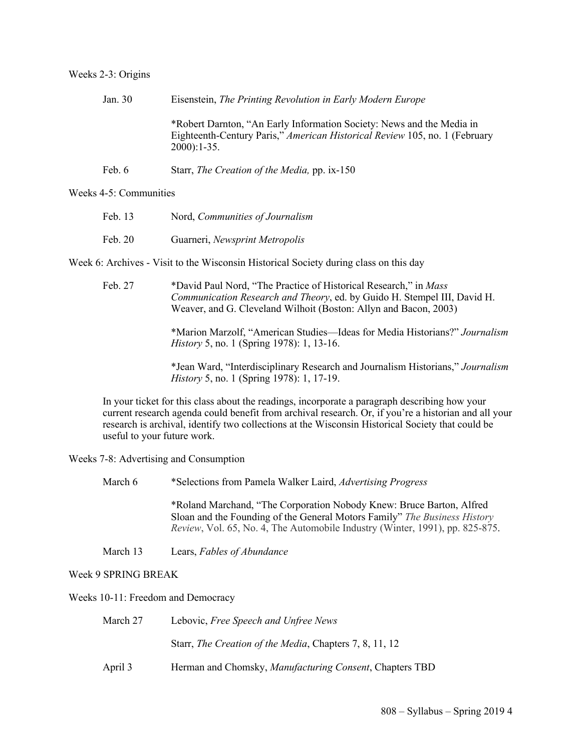Weeks 2-3: Origins

Jan. 30 — Eisenstein, *The Printing Revolution in Early Modern Europe*

*Robert Darnton, "An Early Information Society: News and the Media in Eighteenth-Century Paris," *American Historical Review* 105, no. 1 (February 2000):1-35.

Feb. 6 — Starr, *The Creation of the Media,* pp. ix-150

Weeks 4-5: Communities

Feb. 13 — Nord, *Communities of Journalism*

Feb. 20 — Guarneri, *Newsprint Metropolis*

Week 6: Archives - Visit to the Wisconsin Historical Society during class on this day

Feb. 27 — *David Paul Nord, "The Practice of Historical Research," in *Mass Communication Research and Theory*, ed. by Guido H. Stempel III, David H. Weaver, and G. Cleveland Wilhoit (Boston: Allyn and Bacon, 2003)

*Marion Marzolf, "American Studies—Ideas for Media Historians?" *Journalism History* 5, no. 1 (Spring 1978): 1, 13-16.

*Jean Ward, "Interdisciplinary Research and Journalism Historians," *Journalism History* 5, no. 1 (Spring 1978): 1, 17-19.

In your ticket for this class about the readings, incorporate a paragraph describing how your current research agenda could benefit from archival research. Or, if you're a historian and all your research is archival, identify two collections at the Wisconsin Historical Society that could be useful to your future work.

Weeks 7-8: Advertising and Consumption

March 6 — *Selections from Pamela Walker Laird, *Advertising Progress*

*Roland Marchand, "The Corporation Nobody Knew: Bruce Barton, Alfred Sloan and the Founding of the General Motors Family" *The Business History Review*, Vol. 65, No. 4, The Automobile Industry (Winter, 1991), pp. 825-875.

March 13 — Lears, *Fables of Abundance*

Week 9 SPRING BREAK

Weeks 10-11: Freedom and Democracy

March 27 — Lebovic, *Free Speech and Unfree News*

Starr, *The Creation of the Media*, Chapters 7, 8, 11, 12

April 3 — Herman and Chomsky, *Manufacturing Consent*, Chapters TBD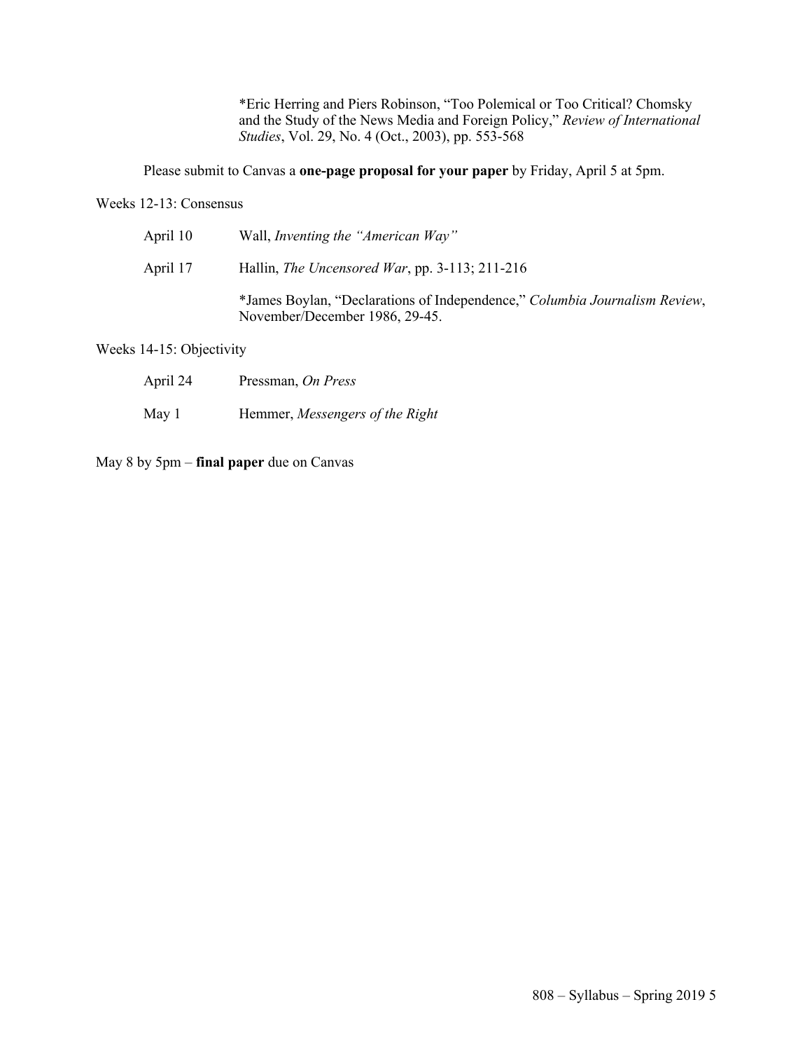*Eric Herring and Piers Robinson, "Too Polemical or Too Critical? Chomsky and the Study of the News Media and Foreign Policy," *Review of International Studies*, Vol. 29, No. 4 (Oct., 2003), pp. 553-568

Please submit to Canvas a **one-page proposal for your paper** by Friday, April 5 at 5pm.

Weeks 12-13: Consensus

April 10 — Wall, *Inventing the "American Way"*

April 17 — Hallin, *The Uncensored War*, pp. 3-113; 211-216

*James Boylan, "Declarations of Independence," *Columbia Journalism Review*, November/December 1986, 29-45.

Weeks 14-15: Objectivity

April 24 — Pressman, *On Press*

May 1 — Hemmer, *Messengers of the Right*

May 8 by 5pm – **final paper** due on Canvas